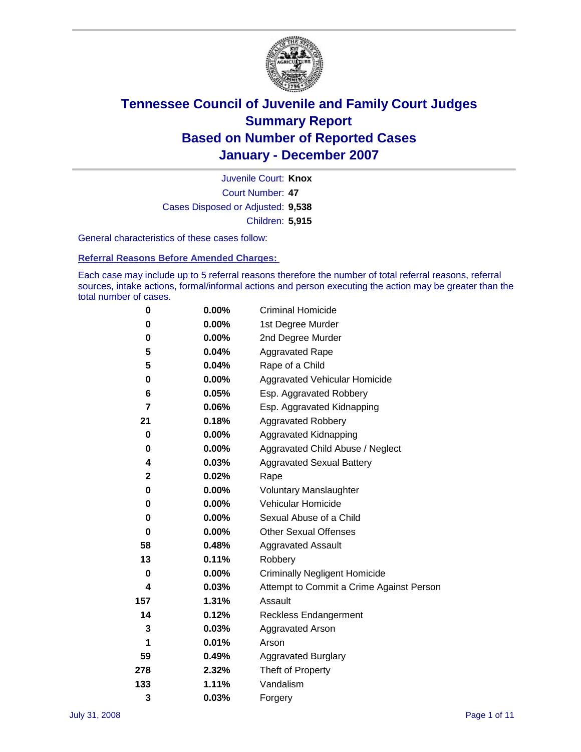# Tennessee Council of Juvenile and Family Court Judges
# Summary Report
# Based on Number of Reported Cases
# January - December 2007

Juvenile Court: **Knox**
Court Number: **47**
Cases Disposed or Adjusted: **9,538**
Children: **5,915**

General characteristics of these cases follow:

## Referral Reasons Before Amended Charges:

Each case may include up to 5 referral reasons therefore the number of total referral reasons, referral sources, intake actions, formal/informal actions and person executing the action may be greater than the total number of cases.

| Count | Percent | Referral Reason |
|---|---|---|
| 0 | 0.00% | Criminal Homicide |
| 0 | 0.00% | 1st Degree Murder |
| 0 | 0.00% | 2nd Degree Murder |
| 5 | 0.04% | Aggravated Rape |
| 5 | 0.04% | Rape of a Child |
| 0 | 0.00% | Aggravated Vehicular Homicide |
| 6 | 0.05% | Esp. Aggravated Robbery |
| 7 | 0.06% | Esp. Aggravated Kidnapping |
| 21 | 0.18% | Aggravated Robbery |
| 0 | 0.00% | Aggravated Kidnapping |
| 0 | 0.00% | Aggravated Child Abuse / Neglect |
| 4 | 0.03% | Aggravated Sexual Battery |
| 2 | 0.02% | Rape |
| 0 | 0.00% | Voluntary Manslaughter |
| 0 | 0.00% | Vehicular Homicide |
| 0 | 0.00% | Sexual Abuse of a Child |
| 0 | 0.00% | Other Sexual Offenses |
| 58 | 0.48% | Aggravated Assault |
| 13 | 0.11% | Robbery |
| 0 | 0.00% | Criminally Negligent Homicide |
| 4 | 0.03% | Attempt to Commit a Crime Against Person |
| 157 | 1.31% | Assault |
| 14 | 0.12% | Reckless Endangerment |
| 3 | 0.03% | Aggravated Arson |
| 1 | 0.01% | Arson |
| 59 | 0.49% | Aggravated Burglary |
| 278 | 2.32% | Theft of Property |
| 133 | 1.11% | Vandalism |
| 3 | 0.03% | Forgery |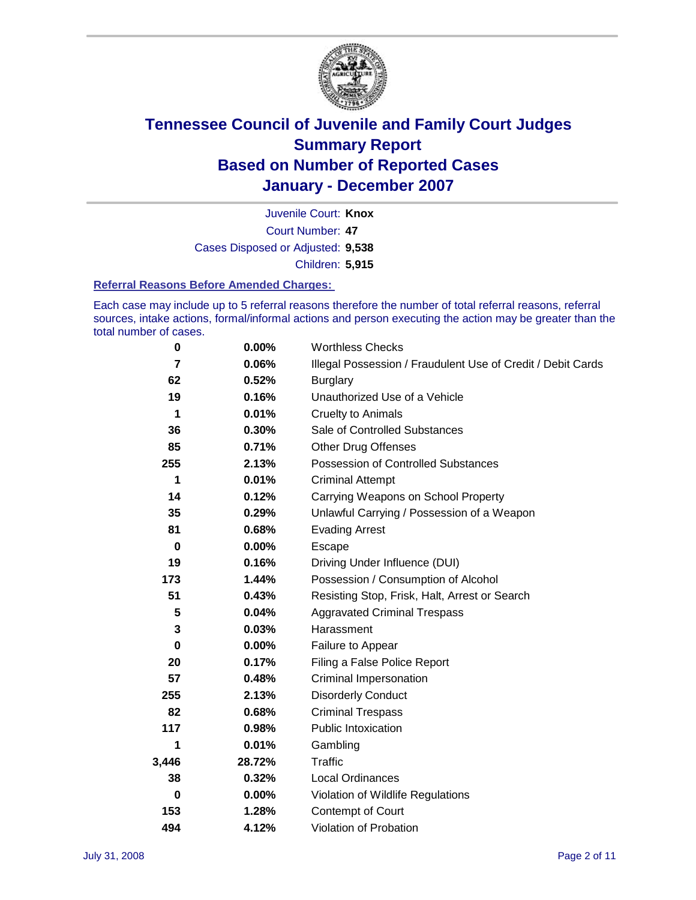# Tennessee Council of Juvenile and Family Court Judges
# Summary Report
# Based on Number of Reported Cases
# January - December 2007

Juvenile Court: **Knox**

Court Number: **47**

Cases Disposed or Adjusted: **9,538**

Children: **5,915**

### Referral Reasons Before Amended Charges:

Each case may include up to 5 referral reasons therefore the number of total referral reasons, referral sources, intake actions, formal/informal actions and person executing the action may be greater than the total number of cases.

| Count | Percent | Referral Reason |
|---|---|---|
| 0 | 0.00% | Worthless Checks |
| 7 | 0.06% | Illegal Possession / Fraudulent Use of Credit / Debit Cards |
| 62 | 0.52% | Burglary |
| 19 | 0.16% | Unauthorized Use of a Vehicle |
| 1 | 0.01% | Cruelty to Animals |
| 36 | 0.30% | Sale of Controlled Substances |
| 85 | 0.71% | Other Drug Offenses |
| 255 | 2.13% | Possession of Controlled Substances |
| 1 | 0.01% | Criminal Attempt |
| 14 | 0.12% | Carrying Weapons on School Property |
| 35 | 0.29% | Unlawful Carrying / Possession of a Weapon |
| 81 | 0.68% | Evading Arrest |
| 0 | 0.00% | Escape |
| 19 | 0.16% | Driving Under Influence (DUI) |
| 173 | 1.44% | Possession / Consumption of Alcohol |
| 51 | 0.43% | Resisting Stop, Frisk, Halt, Arrest or Search |
| 5 | 0.04% | Aggravated Criminal Trespass |
| 3 | 0.03% | Harassment |
| 0 | 0.00% | Failure to Appear |
| 20 | 0.17% | Filing a False Police Report |
| 57 | 0.48% | Criminal Impersonation |
| 255 | 2.13% | Disorderly Conduct |
| 82 | 0.68% | Criminal Trespass |
| 117 | 0.98% | Public Intoxication |
| 1 | 0.01% | Gambling |
| 3,446 | 28.72% | Traffic |
| 38 | 0.32% | Local Ordinances |
| 0 | 0.00% | Violation of Wildlife Regulations |
| 153 | 1.28% | Contempt of Court |
| 494 | 4.12% | Violation of Probation |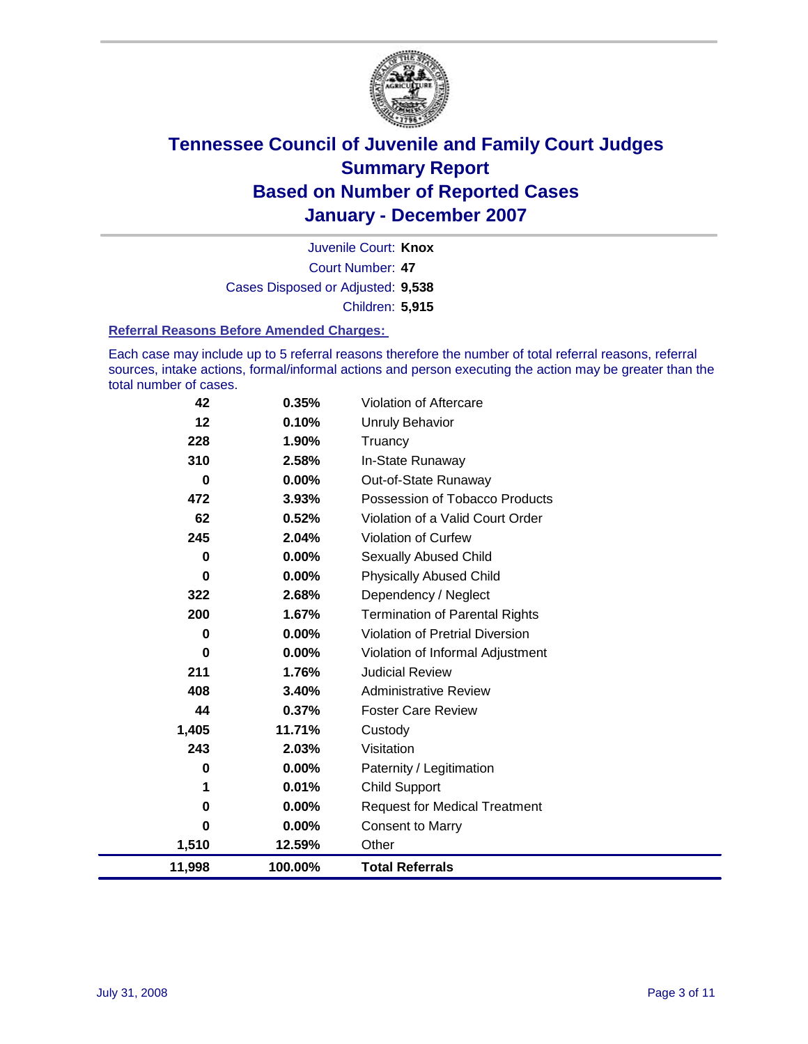# Tennessee Council of Juvenile and Family Court Judges
## Summary Report
## Based on Number of Reported Cases
## January - December 2007

Juvenile Court: **Knox**
Court Number: **47**
Cases Disposed or Adjusted: **9,538**
Children: **5,915**

### Referral Reasons Before Amended Charges:

Each case may include up to 5 referral reasons therefore the number of total referral reasons, referral sources, intake actions, formal/informal actions and person executing the action may be greater than the total number of cases.

| | | |
|---|---|---|
| 42 | 0.35% | Violation of Aftercare |
| 12 | 0.10% | Unruly Behavior |
| 228 | 1.90% | Truancy |
| 310 | 2.58% | In-State Runaway |
| 0 | 0.00% | Out-of-State Runaway |
| 472 | 3.93% | Possession of Tobacco Products |
| 62 | 0.52% | Violation of a Valid Court Order |
| 245 | 2.04% | Violation of Curfew |
| 0 | 0.00% | Sexually Abused Child |
| 0 | 0.00% | Physically Abused Child |
| 322 | 2.68% | Dependency / Neglect |
| 200 | 1.67% | Termination of Parental Rights |
| 0 | 0.00% | Violation of Pretrial Diversion |
| 0 | 0.00% | Violation of Informal Adjustment |
| 211 | 1.76% | Judicial Review |
| 408 | 3.40% | Administrative Review |
| 44 | 0.37% | Foster Care Review |
| 1,405 | 11.71% | Custody |
| 243 | 2.03% | Visitation |
| 0 | 0.00% | Paternity / Legitimation |
| 1 | 0.01% | Child Support |
| 0 | 0.00% | Request for Medical Treatment |
| 0 | 0.00% | Consent to Marry |
| 1,510 | 12.59% | Other |
| **11,998** | **100.00%** | **Total Referrals** |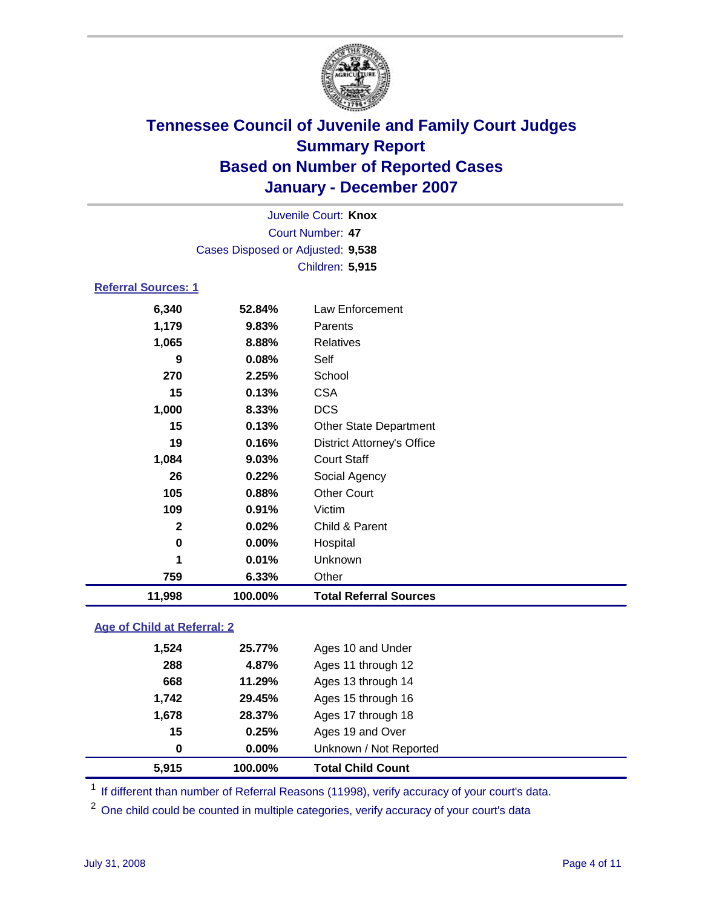# Tennessee Council of Juvenile and Family Court Judges
## Summary Report
## Based on Number of Reported Cases
## January - December 2007

Juvenile Court: **Knox**
Court Number: **47**
Cases Disposed or Adjusted: **9,538**
Children: **5,915**

### Referral Sources: 1

| | | |
|---|---|---|
| 6,340 | 52.84% | Law Enforcement |
| 1,179 | 9.83% | Parents |
| 1,065 | 8.88% | Relatives |
| 9 | 0.08% | Self |
| 270 | 2.25% | School |
| 15 | 0.13% | CSA |
| 1,000 | 8.33% | DCS |
| 15 | 0.13% | Other State Department |
| 19 | 0.16% | District Attorney's Office |
| 1,084 | 9.03% | Court Staff |
| 26 | 0.22% | Social Agency |
| 105 | 0.88% | Other Court |
| 109 | 0.91% | Victim |
| 2 | 0.02% | Child & Parent |
| 0 | 0.00% | Hospital |
| 1 | 0.01% | Unknown |
| 759 | 6.33% | Other |
| **11,998** | **100.00%** | **Total Referral Sources** |

### Age of Child at Referral: 2

| | | |
|---|---|---|
| 1,524 | 25.77% | Ages 10 and Under |
| 288 | 4.87% | Ages 11 through 12 |
| 668 | 11.29% | Ages 13 through 14 |
| 1,742 | 29.45% | Ages 15 through 16 |
| 1,678 | 28.37% | Ages 17 through 18 |
| 15 | 0.25% | Ages 19 and Over |
| 0 | 0.00% | Unknown / Not Reported |
| **5,915** | **100.00%** | **Total Child Count** |

[1] If different than number of Referral Reasons (11998), verify accuracy of your court's data.

[2] One child could be counted in multiple categories, verify accuracy of your court's data

July 31, 2008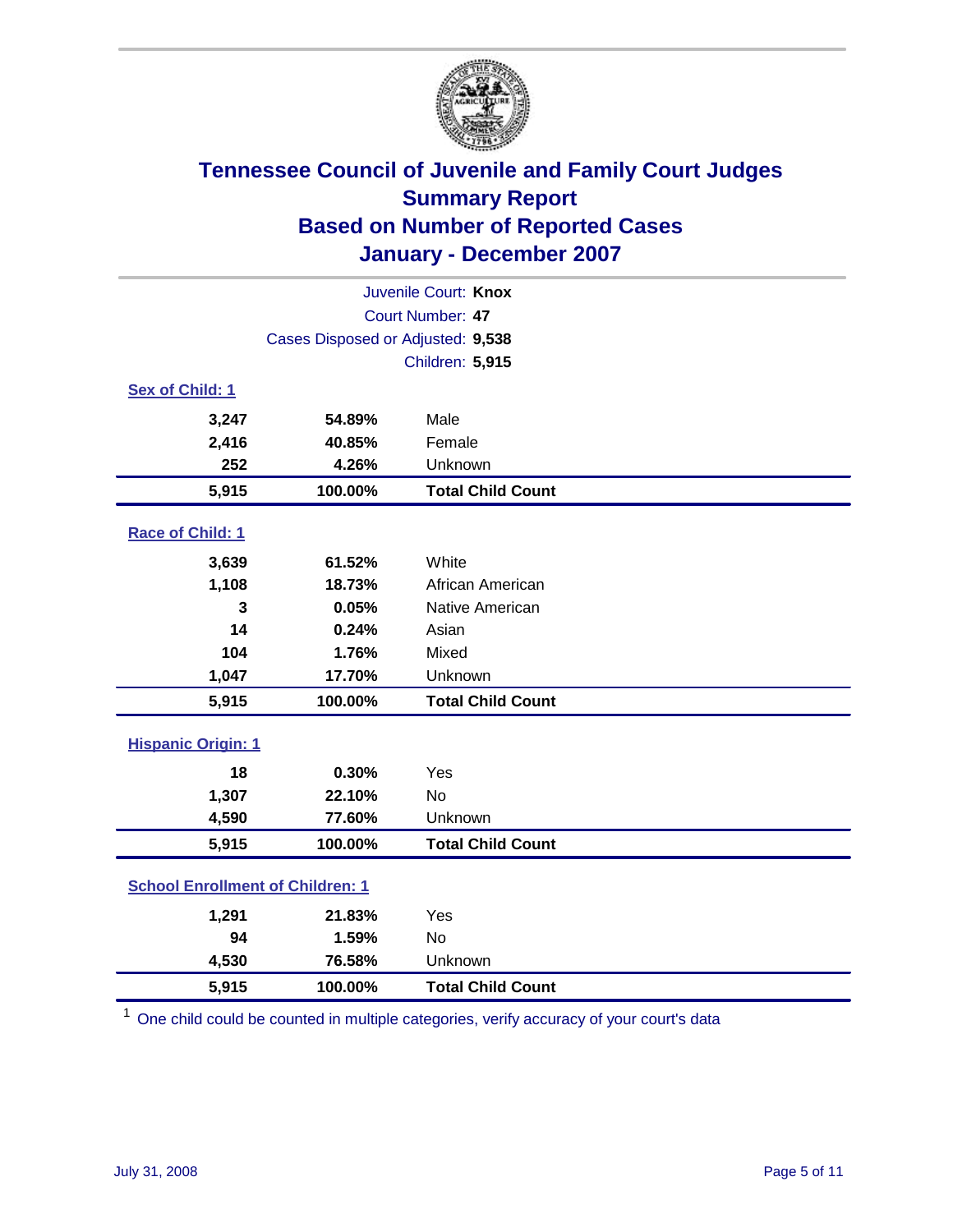# Tennessee Council of Juvenile and Family Court Judges
## Summary Report
## Based on Number of Reported Cases
## January - December 2007

Juvenile Court: **Knox**
Court Number: **47**
Cases Disposed or Adjusted: **9,538**
Children: **5,915**

### Sex of Child: 1

| | | |
|---|---|---|
| 3,247 | 54.89% | Male |
| 2,416 | 40.85% | Female |
| 252 | 4.26% | Unknown |
| **5,915** | **100.00%** | **Total Child Count** |

### Race of Child: 1

| | | |
|---|---|---|
| 3,639 | 61.52% | White |
| 1,108 | 18.73% | African American |
| 3 | 0.05% | Native American |
| 14 | 0.24% | Asian |
| 104 | 1.76% | Mixed |
| 1,047 | 17.70% | Unknown |
| **5,915** | **100.00%** | **Total Child Count** |

### Hispanic Origin: 1

| | | |
|---|---|---|
| 18 | 0.30% | Yes |
| 1,307 | 22.10% | No |
| 4,590 | 77.60% | Unknown |
| **5,915** | **100.00%** | **Total Child Count** |

### School Enrollment of Children: 1

| | | |
|---|---|---|
| 1,291 | 21.83% | Yes |
| 94 | 1.59% | No |
| 4,530 | 76.58% | Unknown |
| **5,915** | **100.00%** | **Total Child Count** |

[1] One child could be counted in multiple categories, verify accuracy of your court's data

July 31, 2008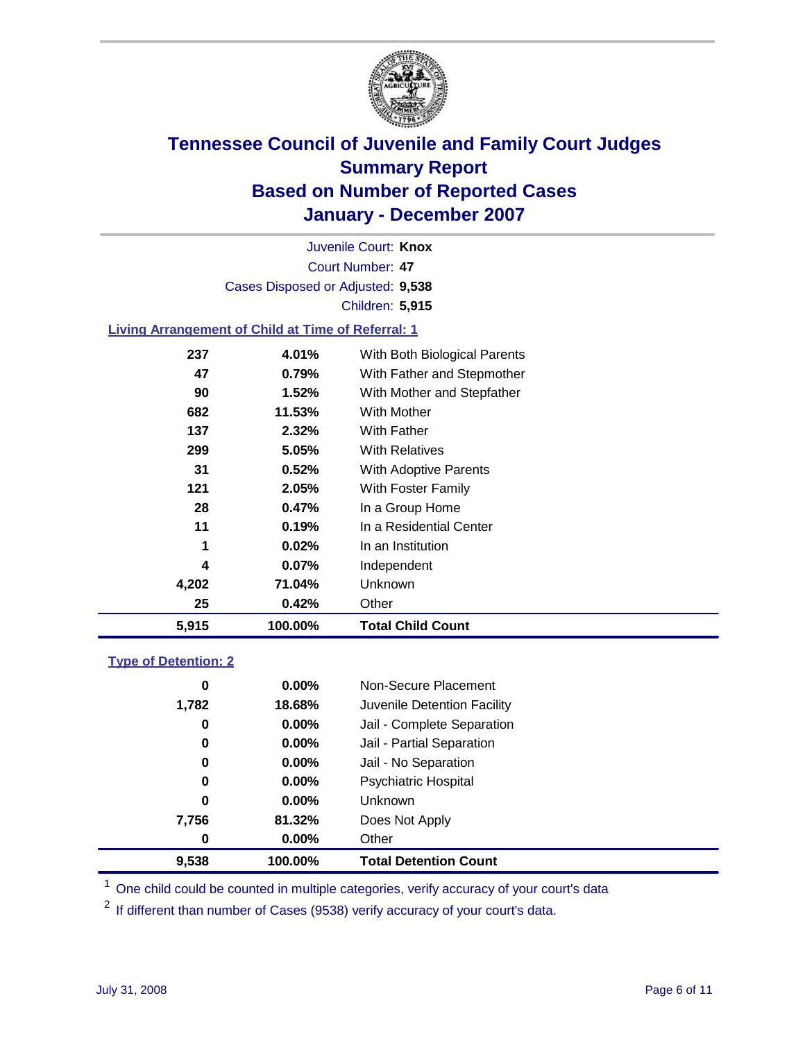# Tennessee Council of Juvenile and Family Court Judges
## Summary Report
## Based on Number of Reported Cases
## January - December 2007

Juvenile Court: **Knox**
Court Number: **47**
Cases Disposed or Adjusted: **9,538**
Children: **5,915**

### Living Arrangement of Child at Time of Referral: 1

| Count | Percent | Category |
|---|---|---|
| 237 | 4.01% | With Both Biological Parents |
| 47 | 0.79% | With Father and Stepmother |
| 90 | 1.52% | With Mother and Stepfather |
| 682 | 11.53% | With Mother |
| 137 | 2.32% | With Father |
| 299 | 5.05% | With Relatives |
| 31 | 0.52% | With Adoptive Parents |
| 121 | 2.05% | With Foster Family |
| 28 | 0.47% | In a Group Home |
| 11 | 0.19% | In a Residential Center |
| 1 | 0.02% | In an Institution |
| 4 | 0.07% | Independent |
| 4,202 | 71.04% | Unknown |
| 25 | 0.42% | Other |
| **5,915** | **100.00%** | **Total Child Count** |

### Type of Detention: 2

| Count | Percent | Category |
|---|---|---|
| 0 | 0.00% | Non-Secure Placement |
| 1,782 | 18.68% | Juvenile Detention Facility |
| 0 | 0.00% | Jail - Complete Separation |
| 0 | 0.00% | Jail - Partial Separation |
| 0 | 0.00% | Jail - No Separation |
| 0 | 0.00% | Psychiatric Hospital |
| 0 | 0.00% | Unknown |
| 7,756 | 81.32% | Does Not Apply |
| 0 | 0.00% | Other |
| **9,538** | **100.00%** | **Total Detention Count** |

[1] One child could be counted in multiple categories, verify accuracy of your court's data

[2] If different than number of Cases (9538) verify accuracy of your court's data.

July 31, 2008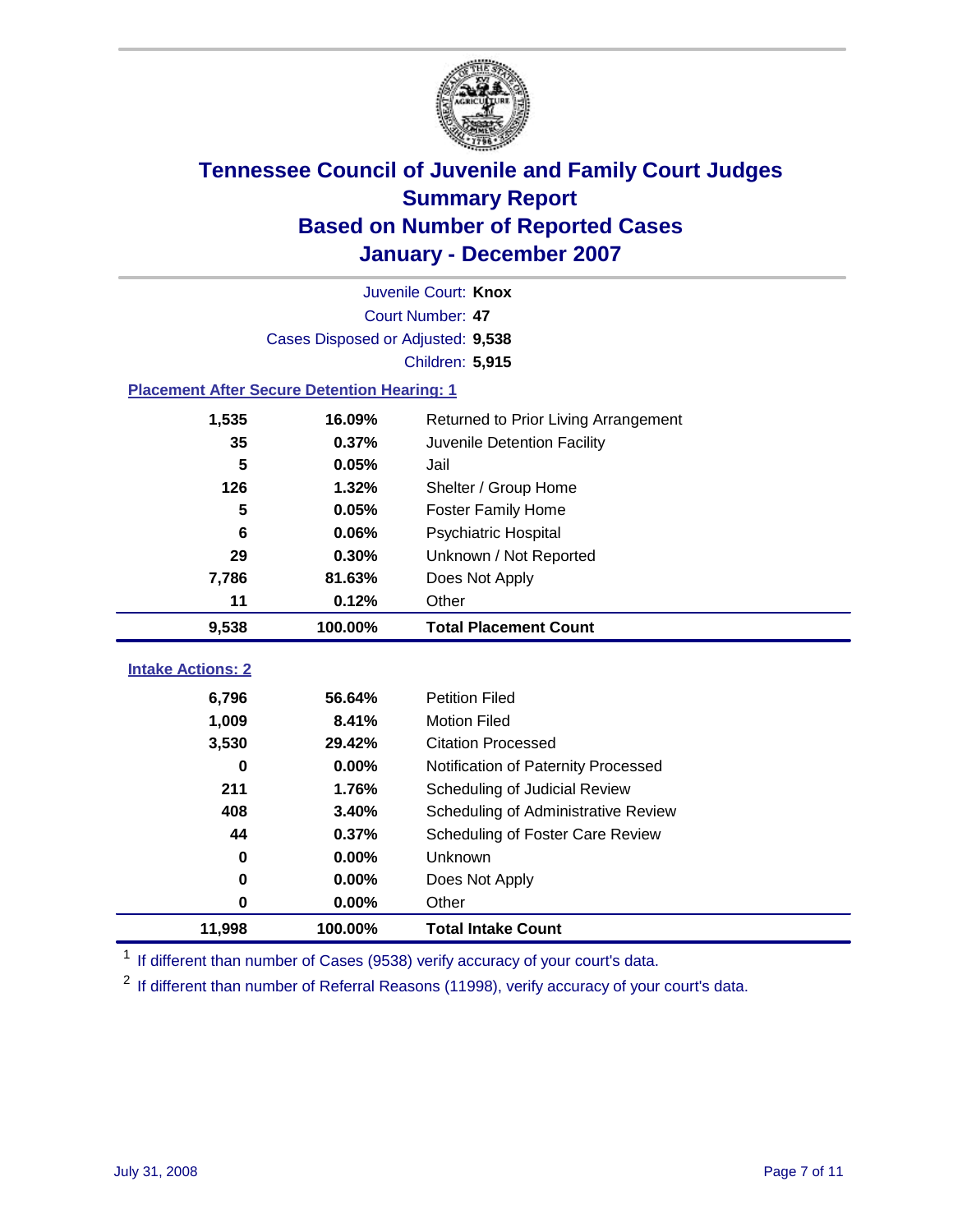# Tennessee Council of Juvenile and Family Court Judges
## Summary Report
## Based on Number of Reported Cases
## January - December 2007

Juvenile Court: **Knox**
Court Number: **47**
Cases Disposed or Adjusted: **9,538**
Children: **5,915**

### Placement After Secure Detention Hearing: 1

| | | |
|---|---|---|
| 1,535 | 16.09% | Returned to Prior Living Arrangement |
| 35 | 0.37% | Juvenile Detention Facility |
| 5 | 0.05% | Jail |
| 126 | 1.32% | Shelter / Group Home |
| 5 | 0.05% | Foster Family Home |
| 6 | 0.06% | Psychiatric Hospital |
| 29 | 0.30% | Unknown / Not Reported |
| 7,786 | 81.63% | Does Not Apply |
| 11 | 0.12% | Other |
| **9,538** | **100.00%** | **Total Placement Count** |

### Intake Actions: 2

| | | |
|---|---|---|
| 6,796 | 56.64% | Petition Filed |
| 1,009 | 8.41% | Motion Filed |
| 3,530 | 29.42% | Citation Processed |
| 0 | 0.00% | Notification of Paternity Processed |
| 211 | 1.76% | Scheduling of Judicial Review |
| 408 | 3.40% | Scheduling of Administrative Review |
| 44 | 0.37% | Scheduling of Foster Care Review |
| 0 | 0.00% | Unknown |
| 0 | 0.00% | Does Not Apply |
| 0 | 0.00% | Other |
| **11,998** | **100.00%** | **Total Intake Count** |

[1] If different than number of Cases (9538) verify accuracy of your court's data.

[2] If different than number of Referral Reasons (11998), verify accuracy of your court's data.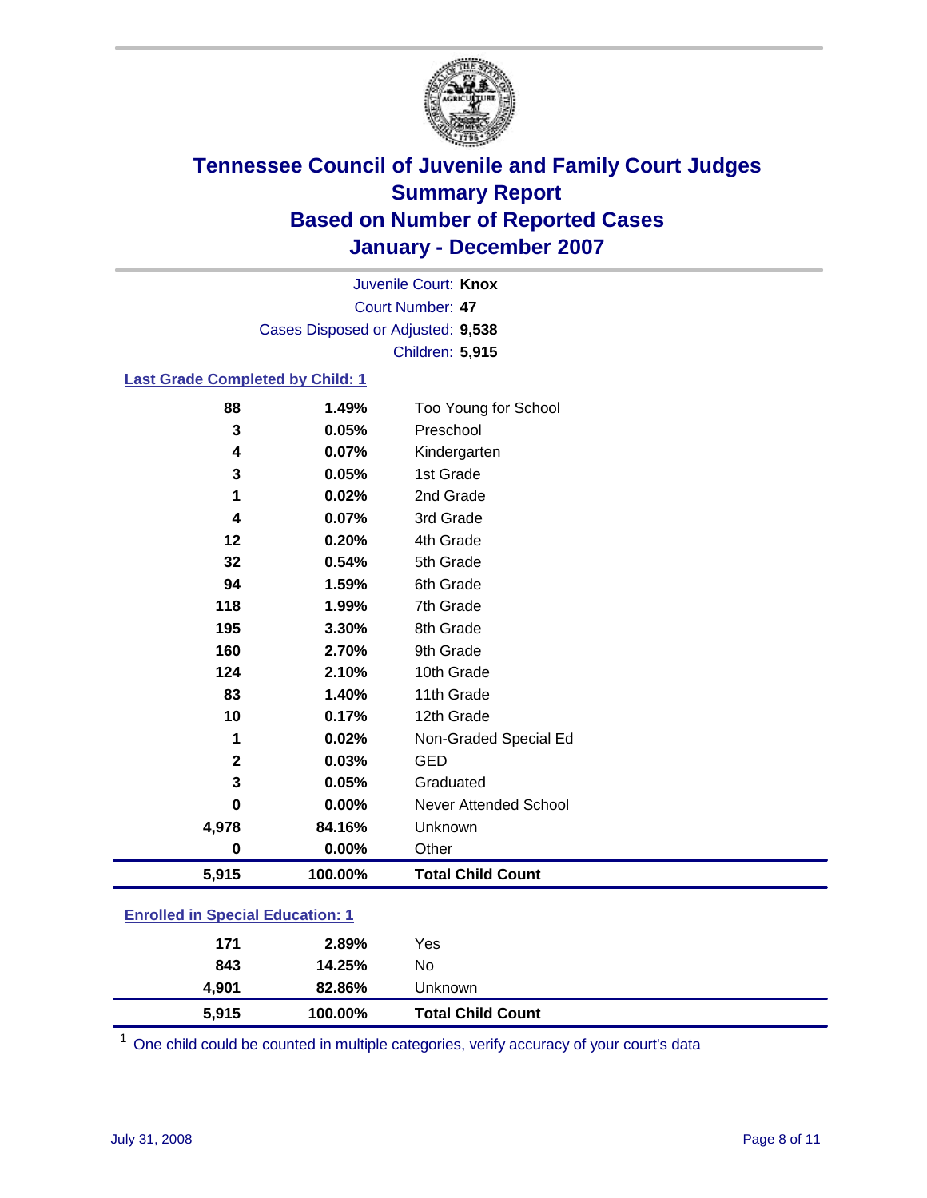# Tennessee Council of Juvenile and Family Court Judges
# Summary Report
# Based on Number of Reported Cases
# January - December 2007

Juvenile Court: **Knox**
Court Number: **47**
Cases Disposed or Adjusted: **9,538**
Children: **5,915**

### Last Grade Completed by Child: 1

| | | |
|---|---|---|
| 88 | 1.49% | Too Young for School |
| 3 | 0.05% | Preschool |
| 4 | 0.07% | Kindergarten |
| 3 | 0.05% | 1st Grade |
| 1 | 0.02% | 2nd Grade |
| 4 | 0.07% | 3rd Grade |
| 12 | 0.20% | 4th Grade |
| 32 | 0.54% | 5th Grade |
| 94 | 1.59% | 6th Grade |
| 118 | 1.99% | 7th Grade |
| 195 | 3.30% | 8th Grade |
| 160 | 2.70% | 9th Grade |
| 124 | 2.10% | 10th Grade |
| 83 | 1.40% | 11th Grade |
| 10 | 0.17% | 12th Grade |
| 1 | 0.02% | Non-Graded Special Ed |
| 2 | 0.03% | GED |
| 3 | 0.05% | Graduated |
| 0 | 0.00% | Never Attended School |
| 4,978 | 84.16% | Unknown |
| 0 | 0.00% | Other |
| **5,915** | **100.00%** | **Total Child Count** |

### Enrolled in Special Education: 1

| | | |
|---|---|---|
| 171 | 2.89% | Yes |
| 843 | 14.25% | No |
| 4,901 | 82.86% | Unknown |
| **5,915** | **100.00%** | **Total Child Count** |

[1] One child could be counted in multiple categories, verify accuracy of your court's data

July 31, 2008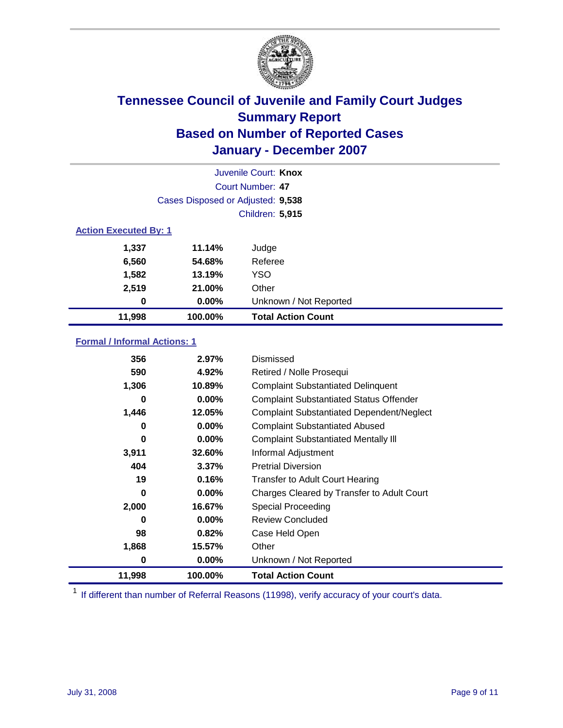# Tennessee Council of Juvenile and Family Court Judges
## Summary Report
## Based on Number of Reported Cases
## January - December 2007

Juvenile Court: **Knox**
Court Number: **47**
Cases Disposed or Adjusted: **9,538**
Children: **5,915**

### Action Executed By: 1

| | | |
|---|---|---|
| 1,337 | 11.14% | Judge |
| 6,560 | 54.68% | Referee |
| 1,582 | 13.19% | YSO |
| 2,519 | 21.00% | Other |
| 0 | 0.00% | Unknown / Not Reported |
| **11,998** | **100.00%** | **Total Action Count** |

### Formal / Informal Actions: 1

| | | |
|---|---|---|
| 356 | 2.97% | Dismissed |
| 590 | 4.92% | Retired / Nolle Prosequi |
| 1,306 | 10.89% | Complaint Substantiated Delinquent |
| 0 | 0.00% | Complaint Substantiated Status Offender |
| 1,446 | 12.05% | Complaint Substantiated Dependent/Neglect |
| 0 | 0.00% | Complaint Substantiated Abused |
| 0 | 0.00% | Complaint Substantiated Mentally Ill |
| 3,911 | 32.60% | Informal Adjustment |
| 404 | 3.37% | Pretrial Diversion |
| 19 | 0.16% | Transfer to Adult Court Hearing |
| 0 | 0.00% | Charges Cleared by Transfer to Adult Court |
| 2,000 | 16.67% | Special Proceeding |
| 0 | 0.00% | Review Concluded |
| 98 | 0.82% | Case Held Open |
| 1,868 | 15.57% | Other |
| 0 | 0.00% | Unknown / Not Reported |
| **11,998** | **100.00%** | **Total Action Count** |

[1] If different than number of Referral Reasons (11998), verify accuracy of your court's data.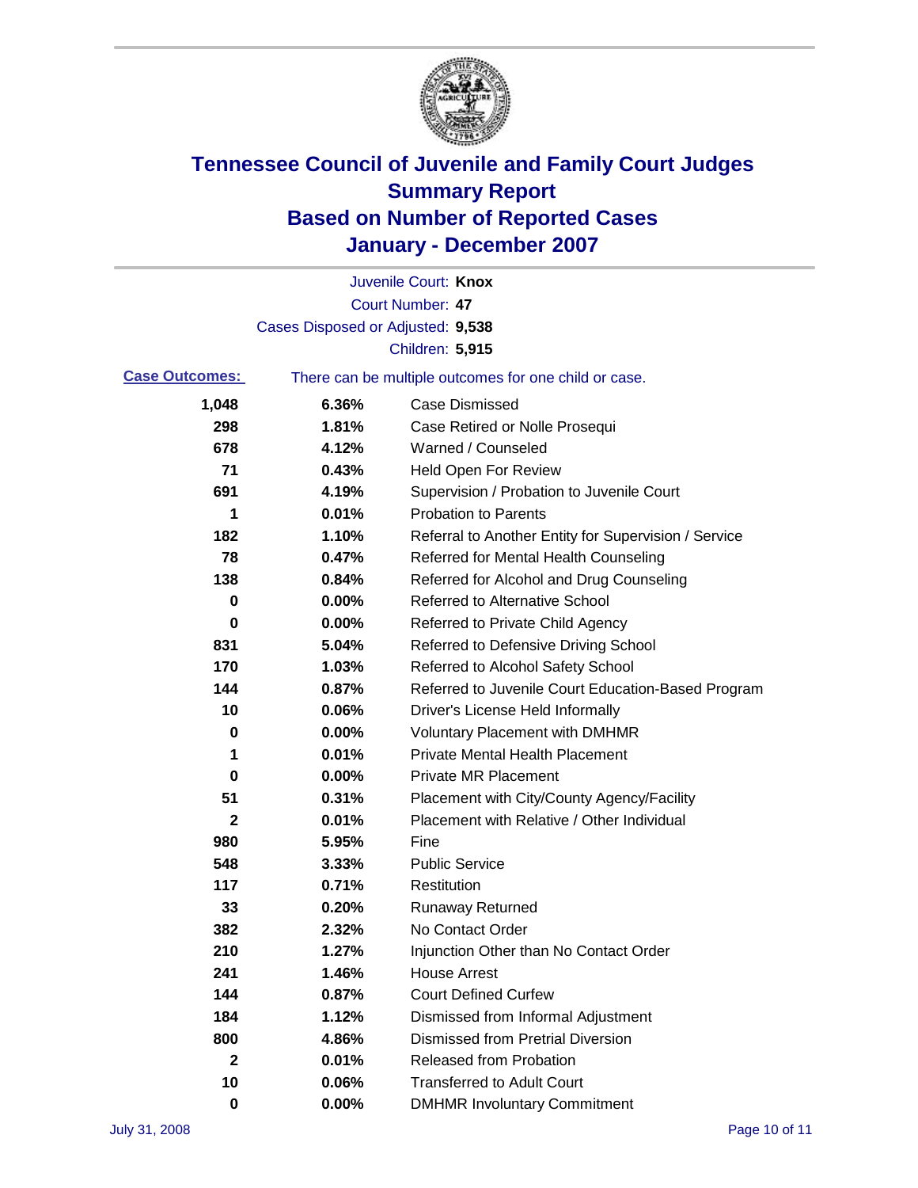# Tennessee Council of Juvenile and Family Court Judges
## Summary Report
## Based on Number of Reported Cases
## January - December 2007

Juvenile Court: **Knox**

Court Number: **47**

Cases Disposed or Adjusted: **9,538**

Children: **5,915**

**Case Outcomes:** There can be multiple outcomes for one child or case.

| Count | Percent | Outcome |
|---|---|---|
| 1,048 | 6.36% | Case Dismissed |
| 298 | 1.81% | Case Retired or Nolle Prosequi |
| 678 | 4.12% | Warned / Counseled |
| 71 | 0.43% | Held Open For Review |
| 691 | 4.19% | Supervision / Probation to Juvenile Court |
| 1 | 0.01% | Probation to Parents |
| 182 | 1.10% | Referral to Another Entity for Supervision / Service |
| 78 | 0.47% | Referred for Mental Health Counseling |
| 138 | 0.84% | Referred for Alcohol and Drug Counseling |
| 0 | 0.00% | Referred to Alternative School |
| 0 | 0.00% | Referred to Private Child Agency |
| 831 | 5.04% | Referred to Defensive Driving School |
| 170 | 1.03% | Referred to Alcohol Safety School |
| 144 | 0.87% | Referred to Juvenile Court Education-Based Program |
| 10 | 0.06% | Driver's License Held Informally |
| 0 | 0.00% | Voluntary Placement with DMHMR |
| 1 | 0.01% | Private Mental Health Placement |
| 0 | 0.00% | Private MR Placement |
| 51 | 0.31% | Placement with City/County Agency/Facility |
| 2 | 0.01% | Placement with Relative / Other Individual |
| 980 | 5.95% | Fine |
| 548 | 3.33% | Public Service |
| 117 | 0.71% | Restitution |
| 33 | 0.20% | Runaway Returned |
| 382 | 2.32% | No Contact Order |
| 210 | 1.27% | Injunction Other than No Contact Order |
| 241 | 1.46% | House Arrest |
| 144 | 0.87% | Court Defined Curfew |
| 184 | 1.12% | Dismissed from Informal Adjustment |
| 800 | 4.86% | Dismissed from Pretrial Diversion |
| 2 | 0.01% | Released from Probation |
| 10 | 0.06% | Transferred to Adult Court |
| 0 | 0.00% | DMHMR Involuntary Commitment |

July 31, 2008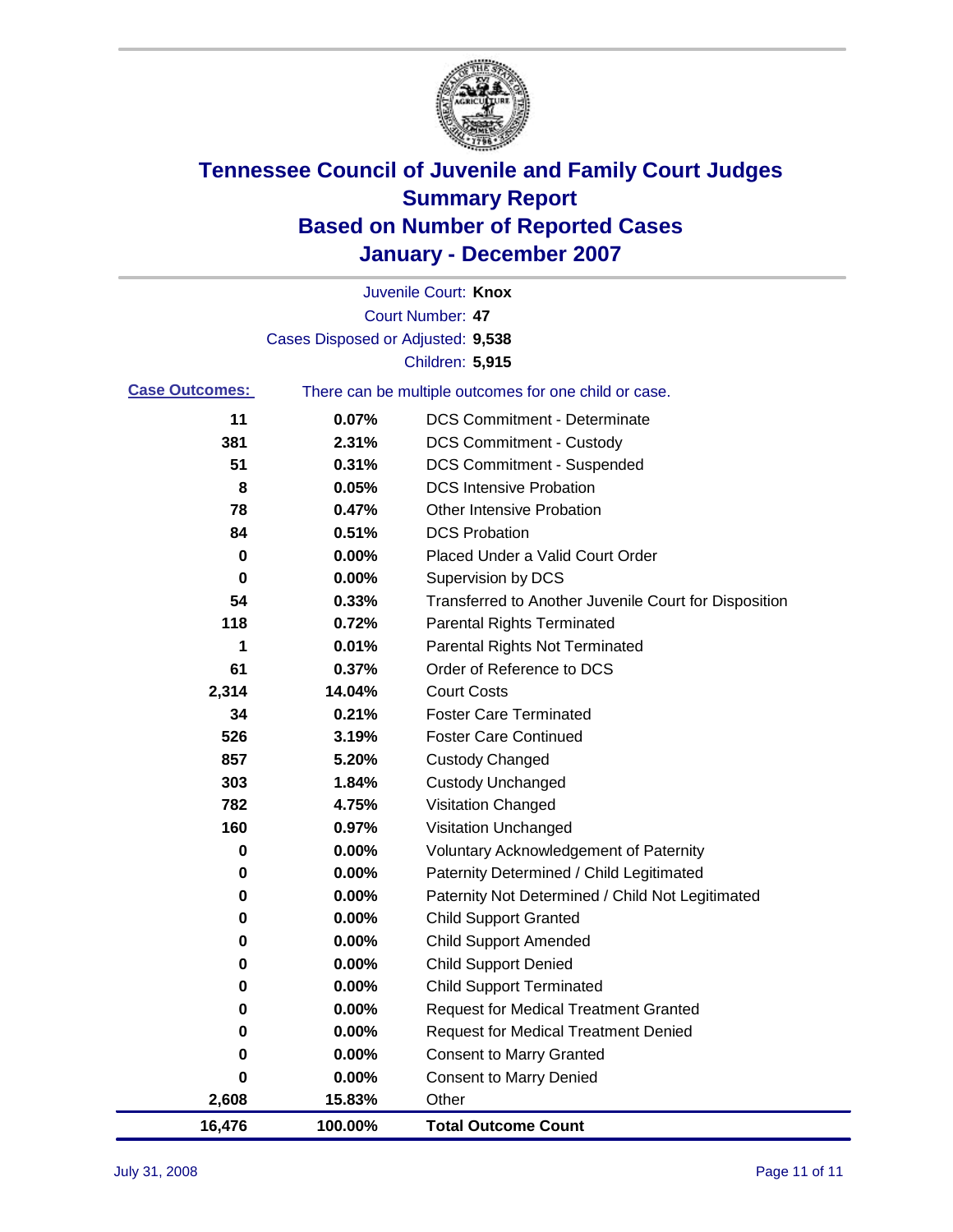# Tennessee Council of Juvenile and Family Court Judges
## Summary Report
## Based on Number of Reported Cases
## January - December 2007

Juvenile Court: **Knox**
Court Number: **47**
Cases Disposed or Adjusted: **9,538**
Children: **5,915**

**Case Outcomes:** There can be multiple outcomes for one child or case.

| | | |
|---|---|---|
| 11 | 0.07% | DCS Commitment - Determinate |
| 381 | 2.31% | DCS Commitment - Custody |
| 51 | 0.31% | DCS Commitment - Suspended |
| 8 | 0.05% | DCS Intensive Probation |
| 78 | 0.47% | Other Intensive Probation |
| 84 | 0.51% | DCS Probation |
| 0 | 0.00% | Placed Under a Valid Court Order |
| 0 | 0.00% | Supervision by DCS |
| 54 | 0.33% | Transferred to Another Juvenile Court for Disposition |
| 118 | 0.72% | Parental Rights Terminated |
| 1 | 0.01% | Parental Rights Not Terminated |
| 61 | 0.37% | Order of Reference to DCS |
| 2,314 | 14.04% | Court Costs |
| 34 | 0.21% | Foster Care Terminated |
| 526 | 3.19% | Foster Care Continued |
| 857 | 5.20% | Custody Changed |
| 303 | 1.84% | Custody Unchanged |
| 782 | 4.75% | Visitation Changed |
| 160 | 0.97% | Visitation Unchanged |
| 0 | 0.00% | Voluntary Acknowledgement of Paternity |
| 0 | 0.00% | Paternity Determined / Child Legitimated |
| 0 | 0.00% | Paternity Not Determined / Child Not Legitimated |
| 0 | 0.00% | Child Support Granted |
| 0 | 0.00% | Child Support Amended |
| 0 | 0.00% | Child Support Denied |
| 0 | 0.00% | Child Support Terminated |
| 0 | 0.00% | Request for Medical Treatment Granted |
| 0 | 0.00% | Request for Medical Treatment Denied |
| 0 | 0.00% | Consent to Marry Granted |
| 0 | 0.00% | Consent to Marry Denied |
| 2,608 | 15.83% | Other |
| **16,476** | **100.00%** | **Total Outcome Count** |

July 31, 2008